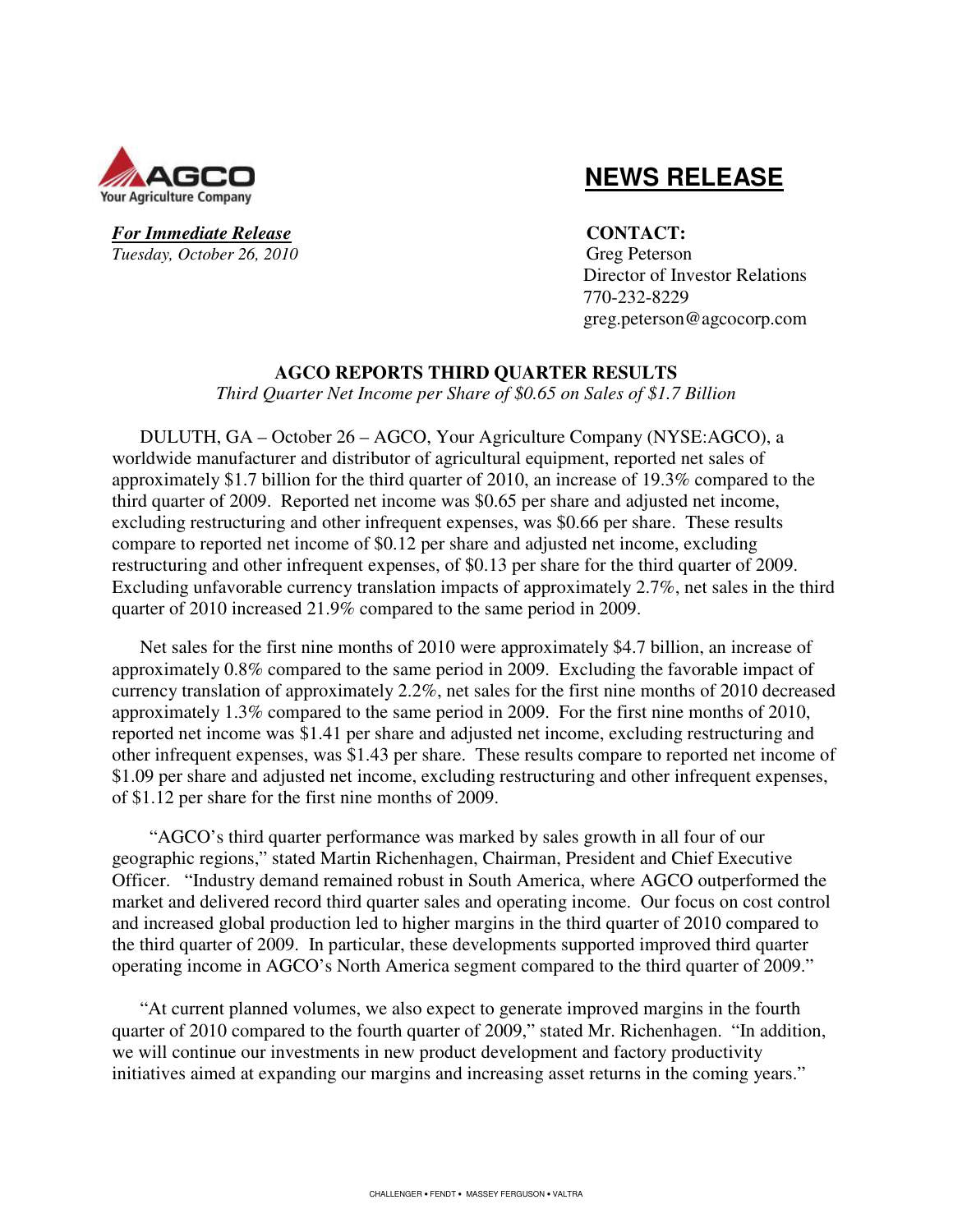AGCO
Your Agriculture Company

# NEWS RELEASE

***For Immediate Release***
*Tuesday, October 26, 2010*

**CONTACT:**
Greg Peterson
Director of Investor Relations
770-232-8229
greg.peterson@agcocorp.com

## AGCO REPORTS THIRD QUARTER RESULTS

*Third Quarter Net Income per Share of $0.65 on Sales of $1.7 Billion*

DULUTH, GA – October 26 – AGCO, Your Agriculture Company (NYSE:AGCO), a worldwide manufacturer and distributor of agricultural equipment, reported net sales of approximately $1.7 billion for the third quarter of 2010, an increase of 19.3% compared to the third quarter of 2009. Reported net income was $0.65 per share and adjusted net income, excluding restructuring and other infrequent expenses, was $0.66 per share. These results compare to reported net income of $0.12 per share and adjusted net income, excluding restructuring and other infrequent expenses, of $0.13 per share for the third quarter of 2009. Excluding unfavorable currency translation impacts of approximately 2.7%, net sales in the third quarter of 2010 increased 21.9% compared to the same period in 2009.

Net sales for the first nine months of 2010 were approximately $4.7 billion, an increase of approximately 0.8% compared to the same period in 2009. Excluding the favorable impact of currency translation of approximately 2.2%, net sales for the first nine months of 2010 decreased approximately 1.3% compared to the same period in 2009. For the first nine months of 2010, reported net income was $1.41 per share and adjusted net income, excluding restructuring and other infrequent expenses, was $1.43 per share. These results compare to reported net income of $1.09 per share and adjusted net income, excluding restructuring and other infrequent expenses, of $1.12 per share for the first nine months of 2009.

"AGCO's third quarter performance was marked by sales growth in all four of our geographic regions," stated Martin Richenhagen, Chairman, President and Chief Executive Officer. "Industry demand remained robust in South America, where AGCO outperformed the market and delivered record third quarter sales and operating income. Our focus on cost control and increased global production led to higher margins in the third quarter of 2010 compared to the third quarter of 2009. In particular, these developments supported improved third quarter operating income in AGCO's North America segment compared to the third quarter of 2009."

"At current planned volumes, we also expect to generate improved margins in the fourth quarter of 2010 compared to the fourth quarter of 2009," stated Mr. Richenhagen. "In addition, we will continue our investments in new product development and factory productivity initiatives aimed at expanding our margins and increasing asset returns in the coming years."

CHALLENGER • FENDT • MASSEY FERGUSON • VALTRA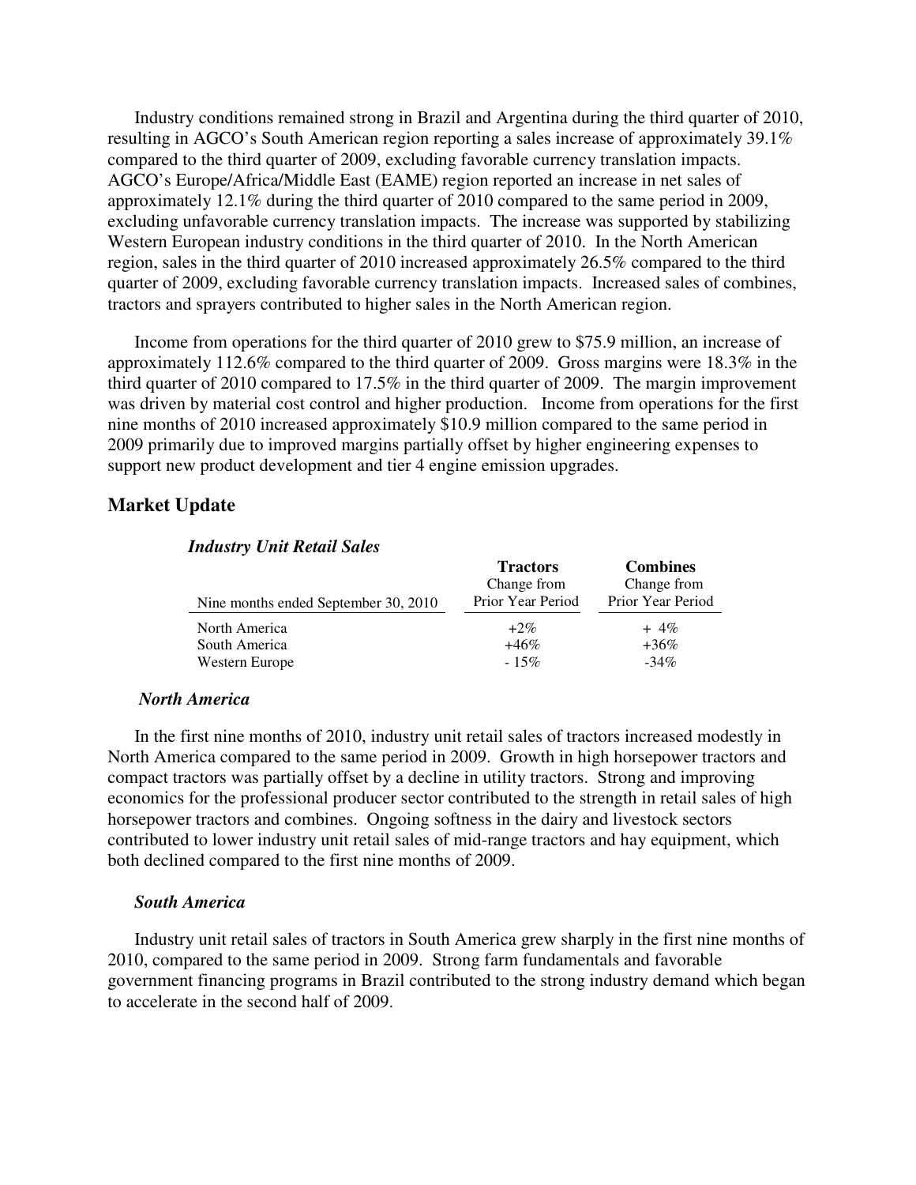Industry conditions remained strong in Brazil and Argentina during the third quarter of 2010, resulting in AGCO's South American region reporting a sales increase of approximately 39.1% compared to the third quarter of 2009, excluding favorable currency translation impacts. AGCO's Europe/Africa/Middle East (EAME) region reported an increase in net sales of approximately 12.1% during the third quarter of 2010 compared to the same period in 2009, excluding unfavorable currency translation impacts. The increase was supported by stabilizing Western European industry conditions in the third quarter of 2010. In the North American region, sales in the third quarter of 2010 increased approximately 26.5% compared to the third quarter of 2009, excluding favorable currency translation impacts. Increased sales of combines, tractors and sprayers contributed to higher sales in the North American region.

Income from operations for the third quarter of 2010 grew to $75.9 million, an increase of approximately 112.6% compared to the third quarter of 2009. Gross margins were 18.3% in the third quarter of 2010 compared to 17.5% in the third quarter of 2009. The margin improvement was driven by material cost control and higher production. Income from operations for the first nine months of 2010 increased approximately $10.9 million compared to the same period in 2009 primarily due to improved margins partially offset by higher engineering expenses to support new product development and tier 4 engine emission upgrades.

## Market Update

***Industry Unit Retail Sales***

| Nine months ended September 30, 2010 | **Tractors** Change from Prior Year Period | **Combines** Change from Prior Year Period |
|---|---|---|
| North America | +2% | + 4% |
| South America | +46% | +36% |
| Western Europe | - 15% | -34% |

***North America***

In the first nine months of 2010, industry unit retail sales of tractors increased modestly in North America compared to the same period in 2009. Growth in high horsepower tractors and compact tractors was partially offset by a decline in utility tractors. Strong and improving economics for the professional producer sector contributed to the strength in retail sales of high horsepower tractors and combines. Ongoing softness in the dairy and livestock sectors contributed to lower industry unit retail sales of mid-range tractors and hay equipment, which both declined compared to the first nine months of 2009.

***South America***

Industry unit retail sales of tractors in South America grew sharply in the first nine months of 2010, compared to the same period in 2009. Strong farm fundamentals and favorable government financing programs in Brazil contributed to the strong industry demand which began to accelerate in the second half of 2009.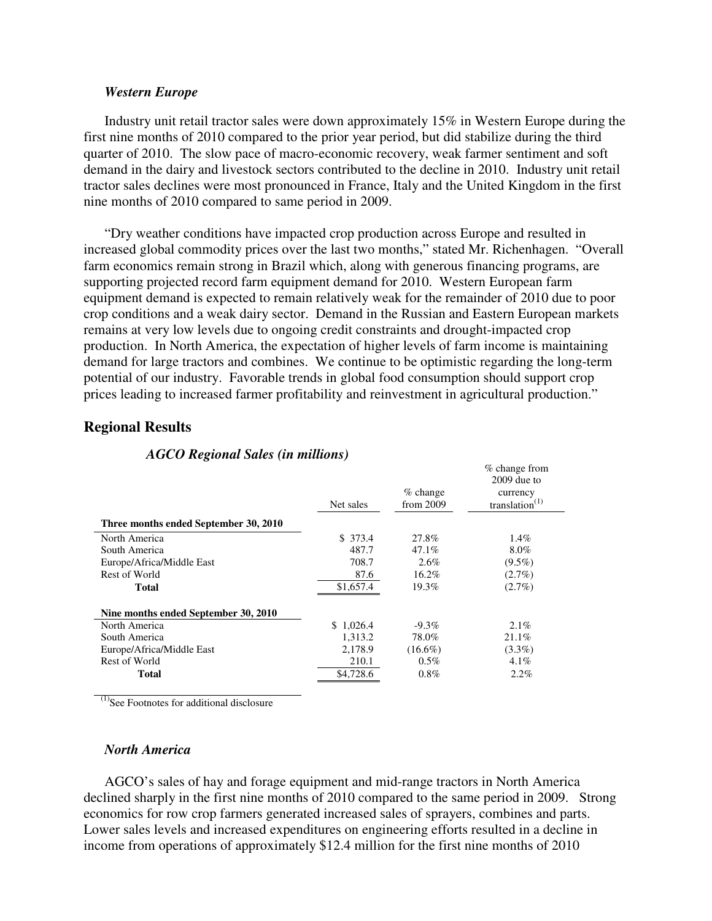### *Western Europe*

Industry unit retail tractor sales were down approximately 15% in Western Europe during the first nine months of 2010 compared to the prior year period, but did stabilize during the third quarter of 2010. The slow pace of macro-economic recovery, weak farmer sentiment and soft demand in the dairy and livestock sectors contributed to the decline in 2010. Industry unit retail tractor sales declines were most pronounced in France, Italy and the United Kingdom in the first nine months of 2010 compared to same period in 2009.

"Dry weather conditions have impacted crop production across Europe and resulted in increased global commodity prices over the last two months," stated Mr. Richenhagen. "Overall farm economics remain strong in Brazil which, along with generous financing programs, are supporting projected record farm equipment demand for 2010. Western European farm equipment demand is expected to remain relatively weak for the remainder of 2010 due to poor crop conditions and a weak dairy sector. Demand in the Russian and Eastern European markets remains at very low levels due to ongoing credit constraints and drought-impacted crop production. In North America, the expectation of higher levels of farm income is maintaining demand for large tractors and combines. We continue to be optimistic regarding the long-term potential of our industry. Favorable trends in global food consumption should support crop prices leading to increased farmer profitability and reinvestment in agricultural production."

## Regional Results

### *AGCO Regional Sales (in millions)*

| | Net sales | % change from 2009 | % change from 2009 due to currency translation[1] |
|---|---|---|---|
| **Three months ended September 30, 2010** | | | |
| North America | $ 373.4 | 27.8% | 1.4% |
| South America | 487.7 | 47.1% | 8.0% |
| Europe/Africa/Middle East | 708.7 | 2.6% | (9.5%) |
| Rest of World | 87.6 | 16.2% | (2.7%) |
| **Total** | $1,657.4 | 19.3% | (2.7%) |
| **Nine months ended September 30, 2010** | | | |
| North America | $ 1,026.4 | -9.3% | 2.1% |
| South America | 1,313.2 | 78.0% | 21.1% |
| Europe/Africa/Middle East | 2,178.9 | (16.6%) | (3.3%) |
| Rest of World | 210.1 | 0.5% | 4.1% |
| **Total** | $4,728.6 | 0.8% | 2.2% |

[1]See Footnotes for additional disclosure

### *North America*

AGCO's sales of hay and forage equipment and mid-range tractors in North America declined sharply in the first nine months of 2010 compared to the same period in 2009. Strong economics for row crop farmers generated increased sales of sprayers, combines and parts. Lower sales levels and increased expenditures on engineering efforts resulted in a decline in income from operations of approximately $12.4 million for the first nine months of 2010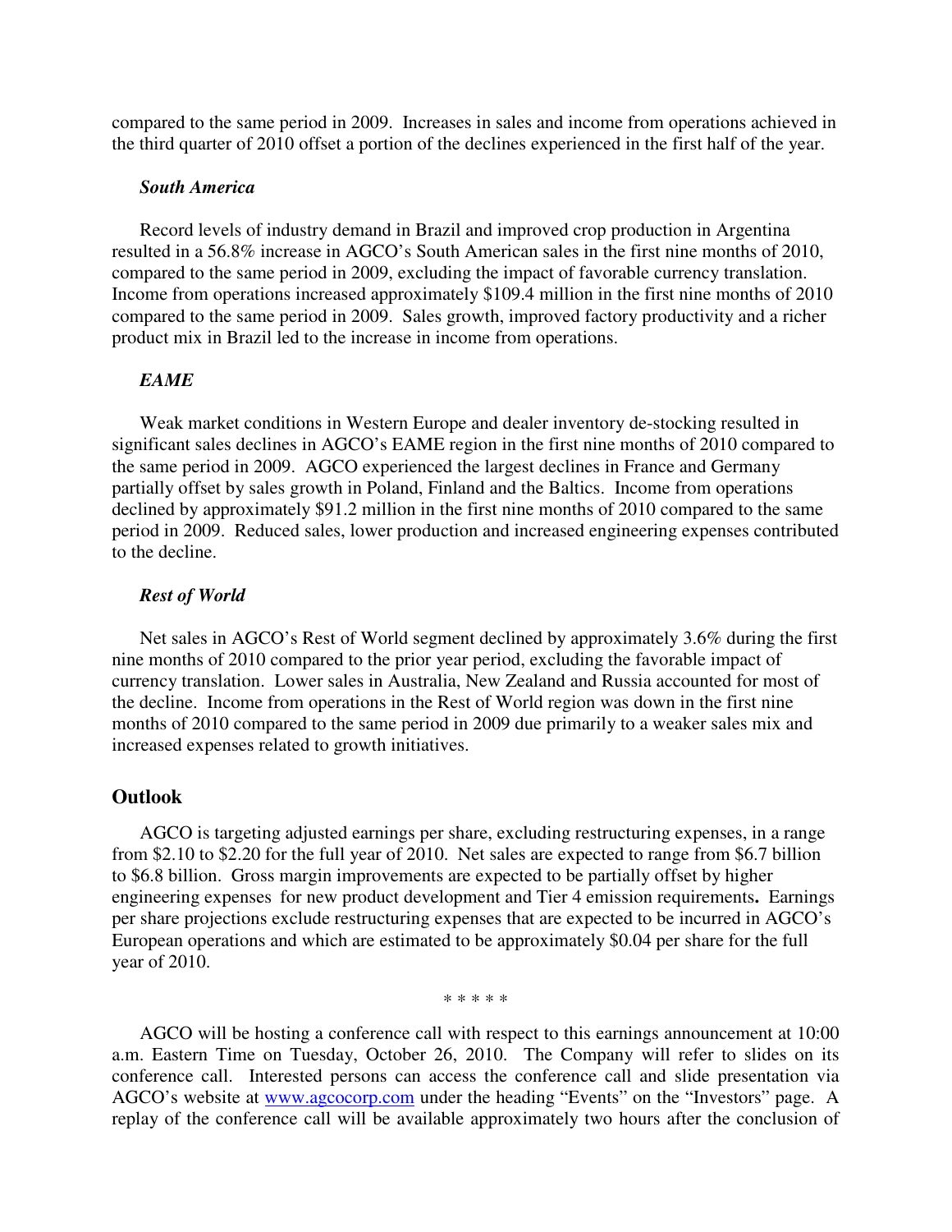compared to the same period in 2009. Increases in sales and income from operations achieved in the third quarter of 2010 offset a portion of the declines experienced in the first half of the year.

***South America***

Record levels of industry demand in Brazil and improved crop production in Argentina resulted in a 56.8% increase in AGCO's South American sales in the first nine months of 2010, compared to the same period in 2009, excluding the impact of favorable currency translation. Income from operations increased approximately $109.4 million in the first nine months of 2010 compared to the same period in 2009. Sales growth, improved factory productivity and a richer product mix in Brazil led to the increase in income from operations.

***EAME***

Weak market conditions in Western Europe and dealer inventory de-stocking resulted in significant sales declines in AGCO's EAME region in the first nine months of 2010 compared to the same period in 2009. AGCO experienced the largest declines in France and Germany partially offset by sales growth in Poland, Finland and the Baltics. Income from operations declined by approximately $91.2 million in the first nine months of 2010 compared to the same period in 2009. Reduced sales, lower production and increased engineering expenses contributed to the decline.

***Rest of World***

Net sales in AGCO's Rest of World segment declined by approximately 3.6% during the first nine months of 2010 compared to the prior year period, excluding the favorable impact of currency translation. Lower sales in Australia, New Zealand and Russia accounted for most of the decline. Income from operations in the Rest of World region was down in the first nine months of 2010 compared to the same period in 2009 due primarily to a weaker sales mix and increased expenses related to growth initiatives.

## Outlook

AGCO is targeting adjusted earnings per share, excluding restructuring expenses, in a range from $2.10 to $2.20 for the full year of 2010. Net sales are expected to range from $6.7 billion to $6.8 billion. Gross margin improvements are expected to be partially offset by higher engineering expenses for new product development and Tier 4 emission requirements**.** Earnings per share projections exclude restructuring expenses that are expected to be incurred in AGCO's European operations and which are estimated to be approximately $0.04 per share for the full year of 2010.

\* \* \* \* \*

AGCO will be hosting a conference call with respect to this earnings announcement at 10:00 a.m. Eastern Time on Tuesday, October 26, 2010. The Company will refer to slides on its conference call. Interested persons can access the conference call and slide presentation via AGCO's website at www.agcocorp.com under the heading "Events" on the "Investors" page. A replay of the conference call will be available approximately two hours after the conclusion of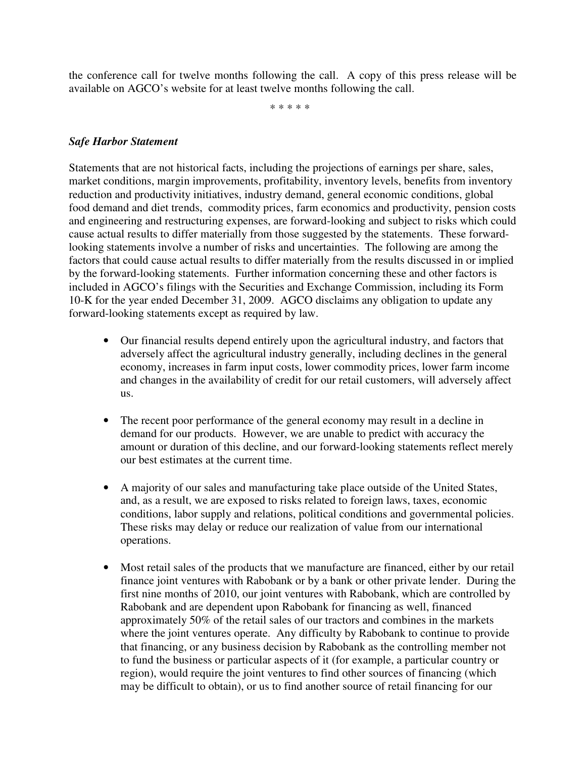the conference call for twelve months following the call. A copy of this press release will be available on AGCO's website for at least twelve months following the call.

\* \* \* \* \*

***Safe Harbor Statement***

Statements that are not historical facts, including the projections of earnings per share, sales, market conditions, margin improvements, profitability, inventory levels, benefits from inventory reduction and productivity initiatives, industry demand, general economic conditions, global food demand and diet trends, commodity prices, farm economics and productivity, pension costs and engineering and restructuring expenses, are forward-looking and subject to risks which could cause actual results to differ materially from those suggested by the statements. These forward-looking statements involve a number of risks and uncertainties. The following are among the factors that could cause actual results to differ materially from the results discussed in or implied by the forward-looking statements. Further information concerning these and other factors is included in AGCO's filings with the Securities and Exchange Commission, including its Form 10-K for the year ended December 31, 2009. AGCO disclaims any obligation to update any forward-looking statements except as required by law.

- Our financial results depend entirely upon the agricultural industry, and factors that adversely affect the agricultural industry generally, including declines in the general economy, increases in farm input costs, lower commodity prices, lower farm income and changes in the availability of credit for our retail customers, will adversely affect us.

- The recent poor performance of the general economy may result in a decline in demand for our products. However, we are unable to predict with accuracy the amount or duration of this decline, and our forward-looking statements reflect merely our best estimates at the current time.

- A majority of our sales and manufacturing take place outside of the United States, and, as a result, we are exposed to risks related to foreign laws, taxes, economic conditions, labor supply and relations, political conditions and governmental policies. These risks may delay or reduce our realization of value from our international operations.

- Most retail sales of the products that we manufacture are financed, either by our retail finance joint ventures with Rabobank or by a bank or other private lender. During the first nine months of 2010, our joint ventures with Rabobank, which are controlled by Rabobank and are dependent upon Rabobank for financing as well, financed approximately 50% of the retail sales of our tractors and combines in the markets where the joint ventures operate. Any difficulty by Rabobank to continue to provide that financing, or any business decision by Rabobank as the controlling member not to fund the business or particular aspects of it (for example, a particular country or region), would require the joint ventures to find other sources of financing (which may be difficult to obtain), or us to find another source of retail financing for our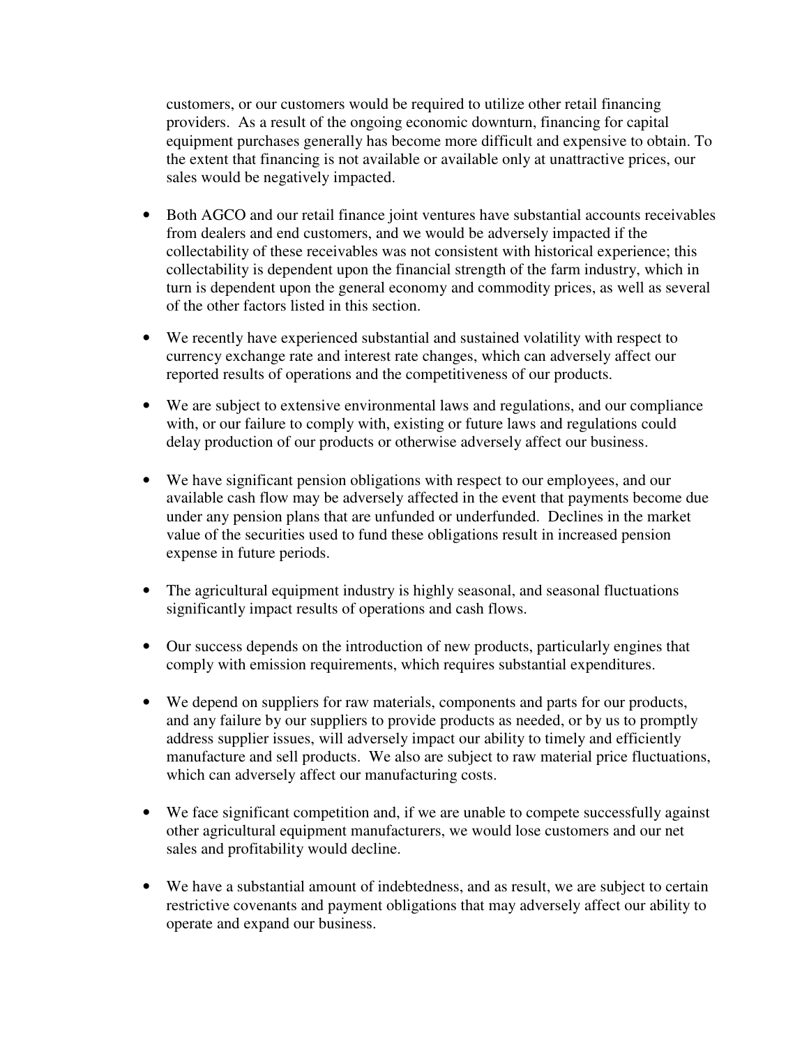customers, or our customers would be required to utilize other retail financing providers. As a result of the ongoing economic downturn, financing for capital equipment purchases generally has become more difficult and expensive to obtain. To the extent that financing is not available or available only at unattractive prices, our sales would be negatively impacted.

- Both AGCO and our retail finance joint ventures have substantial accounts receivables from dealers and end customers, and we would be adversely impacted if the collectability of these receivables was not consistent with historical experience; this collectability is dependent upon the financial strength of the farm industry, which in turn is dependent upon the general economy and commodity prices, as well as several of the other factors listed in this section.

- We recently have experienced substantial and sustained volatility with respect to currency exchange rate and interest rate changes, which can adversely affect our reported results of operations and the competitiveness of our products.

- We are subject to extensive environmental laws and regulations, and our compliance with, or our failure to comply with, existing or future laws and regulations could delay production of our products or otherwise adversely affect our business.

- We have significant pension obligations with respect to our employees, and our available cash flow may be adversely affected in the event that payments become due under any pension plans that are unfunded or underfunded. Declines in the market value of the securities used to fund these obligations result in increased pension expense in future periods.

- The agricultural equipment industry is highly seasonal, and seasonal fluctuations significantly impact results of operations and cash flows.

- Our success depends on the introduction of new products, particularly engines that comply with emission requirements, which requires substantial expenditures.

- We depend on suppliers for raw materials, components and parts for our products, and any failure by our suppliers to provide products as needed, or by us to promptly address supplier issues, will adversely impact our ability to timely and efficiently manufacture and sell products. We also are subject to raw material price fluctuations, which can adversely affect our manufacturing costs.

- We face significant competition and, if we are unable to compete successfully against other agricultural equipment manufacturers, we would lose customers and our net sales and profitability would decline.

- We have a substantial amount of indebtedness, and as result, we are subject to certain restrictive covenants and payment obligations that may adversely affect our ability to operate and expand our business.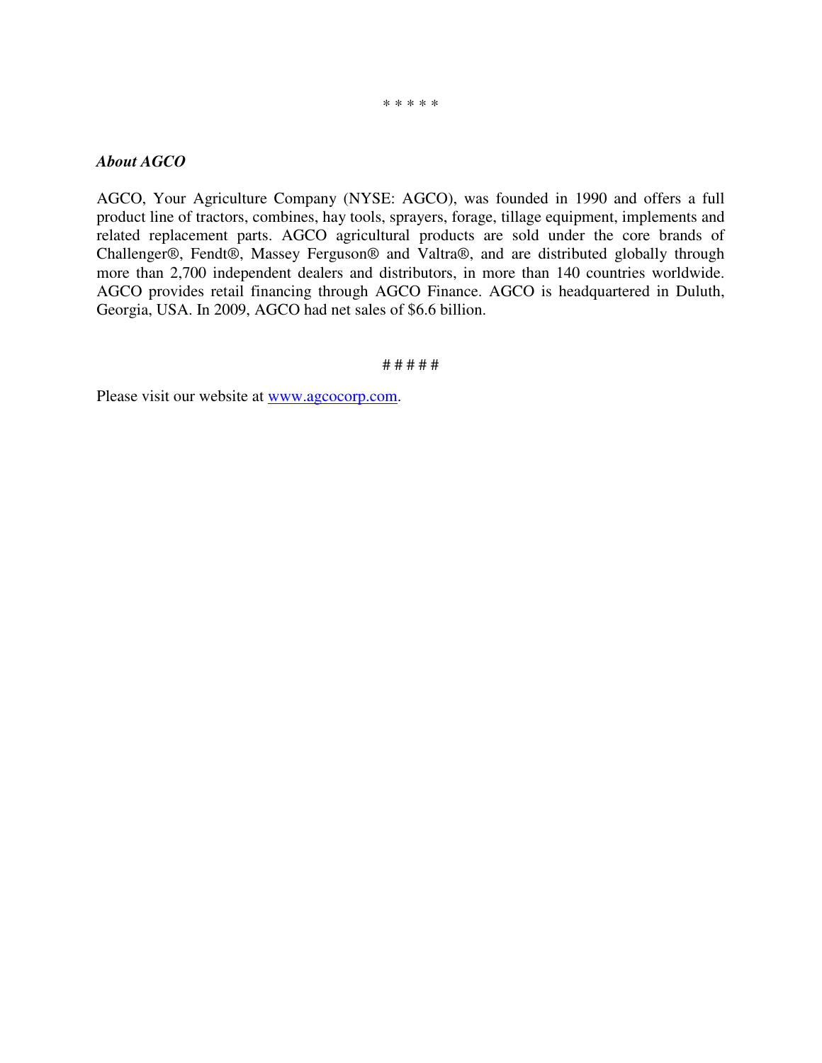* * * * *

***About AGCO***

AGCO, Your Agriculture Company (NYSE: AGCO), was founded in 1990 and offers a full product line of tractors, combines, hay tools, sprayers, forage, tillage equipment, implements and related replacement parts. AGCO agricultural products are sold under the core brands of Challenger®, Fendt®, Massey Ferguson® and Valtra®, and are distributed globally through more than 2,700 independent dealers and distributors, in more than 140 countries worldwide. AGCO provides retail financing through AGCO Finance. AGCO is headquartered in Duluth, Georgia, USA. In 2009, AGCO had net sales of $6.6 billion.

# # # # #

Please visit our website at [www.agcocorp.com](http://www.agcocorp.com).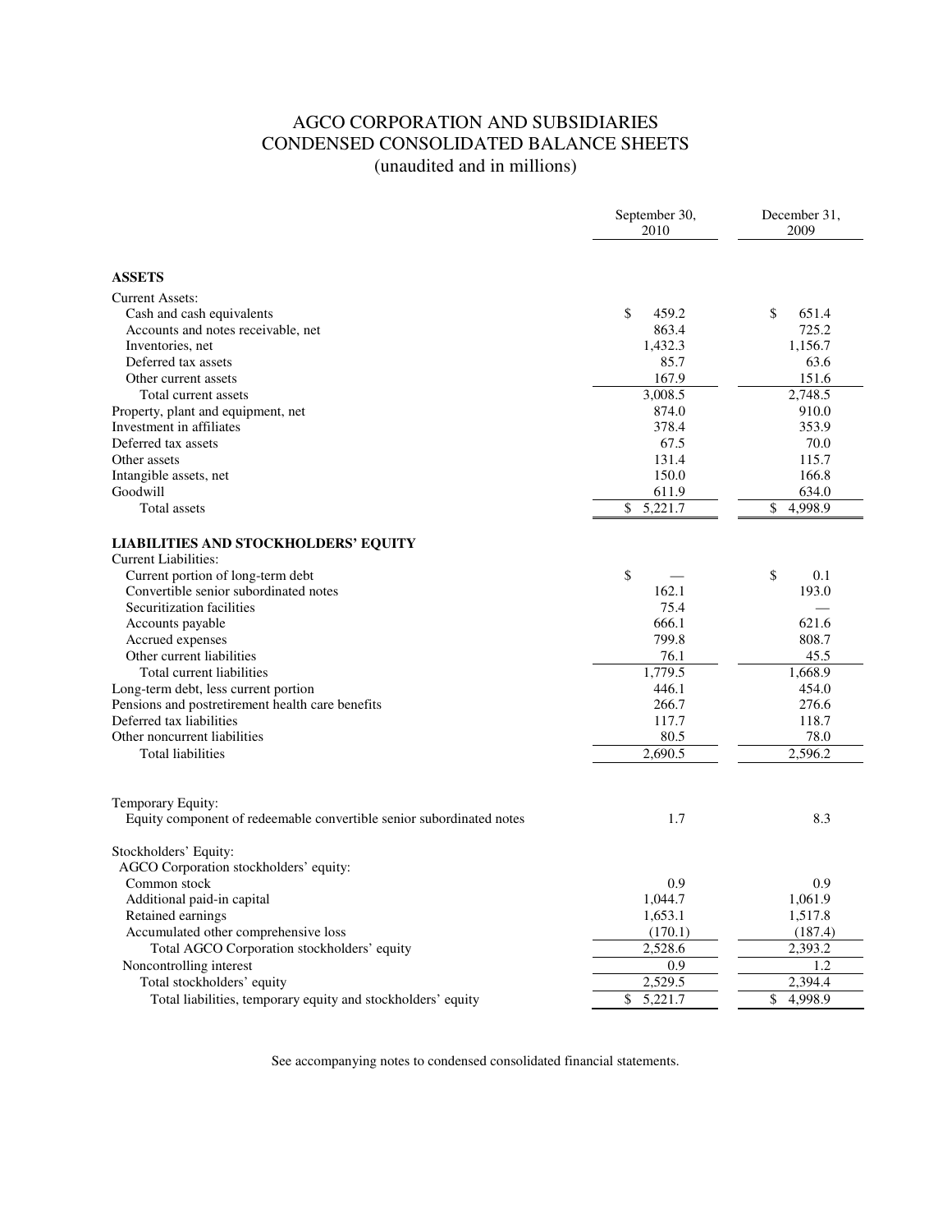# AGCO CORPORATION AND SUBSIDIARIES
## CONDENSED CONSOLIDATED BALANCE SHEETS
### (unaudited and in millions)

| | September 30, 2010 | December 31, 2009 |
|---|---|---|
| **ASSETS** | | |
| Current Assets: | | |
| Cash and cash equivalents | $ 459.2 | $ 651.4 |
| Accounts and notes receivable, net | 863.4 | 725.2 |
| Inventories, net | 1,432.3 | 1,156.7 |
| Deferred tax assets | 85.7 | 63.6 |
| Other current assets | 167.9 | 151.6 |
| Total current assets | 3,008.5 | 2,748.5 |
| Property, plant and equipment, net | 874.0 | 910.0 |
| Investment in affiliates | 378.4 | 353.9 |
| Deferred tax assets | 67.5 | 70.0 |
| Other assets | 131.4 | 115.7 |
| Intangible assets, net | 150.0 | 166.8 |
| Goodwill | 611.9 | 634.0 |
| Total assets | $ 5,221.7 | $ 4,998.9 |
| **LIABILITIES AND STOCKHOLDERS' EQUITY** | | |
| Current Liabilities: | | |
| Current portion of long-term debt | $ — | $ 0.1 |
| Convertible senior subordinated notes | 162.1 | 193.0 |
| Securitization facilities | 75.4 | — |
| Accounts payable | 666.1 | 621.6 |
| Accrued expenses | 799.8 | 808.7 |
| Other current liabilities | 76.1 | 45.5 |
| Total current liabilities | 1,779.5 | 1,668.9 |
| Long-term debt, less current portion | 446.1 | 454.0 |
| Pensions and postretirement health care benefits | 266.7 | 276.6 |
| Deferred tax liabilities | 117.7 | 118.7 |
| Other noncurrent liabilities | 80.5 | 78.0 |
| Total liabilities | 2,690.5 | 2,596.2 |
| Temporary Equity: | | |
| Equity component of redeemable convertible senior subordinated notes | 1.7 | 8.3 |
| Stockholders' Equity: | | |
| AGCO Corporation stockholders' equity: | | |
| Common stock | 0.9 | 0.9 |
| Additional paid-in capital | 1,044.7 | 1,061.9 |
| Retained earnings | 1,653.1 | 1,517.8 |
| Accumulated other comprehensive loss | (170.1) | (187.4) |
| Total AGCO Corporation stockholders' equity | 2,528.6 | 2,393.2 |
| Noncontrolling interest | 0.9 | 1.2 |
| Total stockholders' equity | 2,529.5 | 2,394.4 |
| Total liabilities, temporary equity and stockholders' equity | $ 5,221.7 | $ 4,998.9 |

See accompanying notes to condensed consolidated financial statements.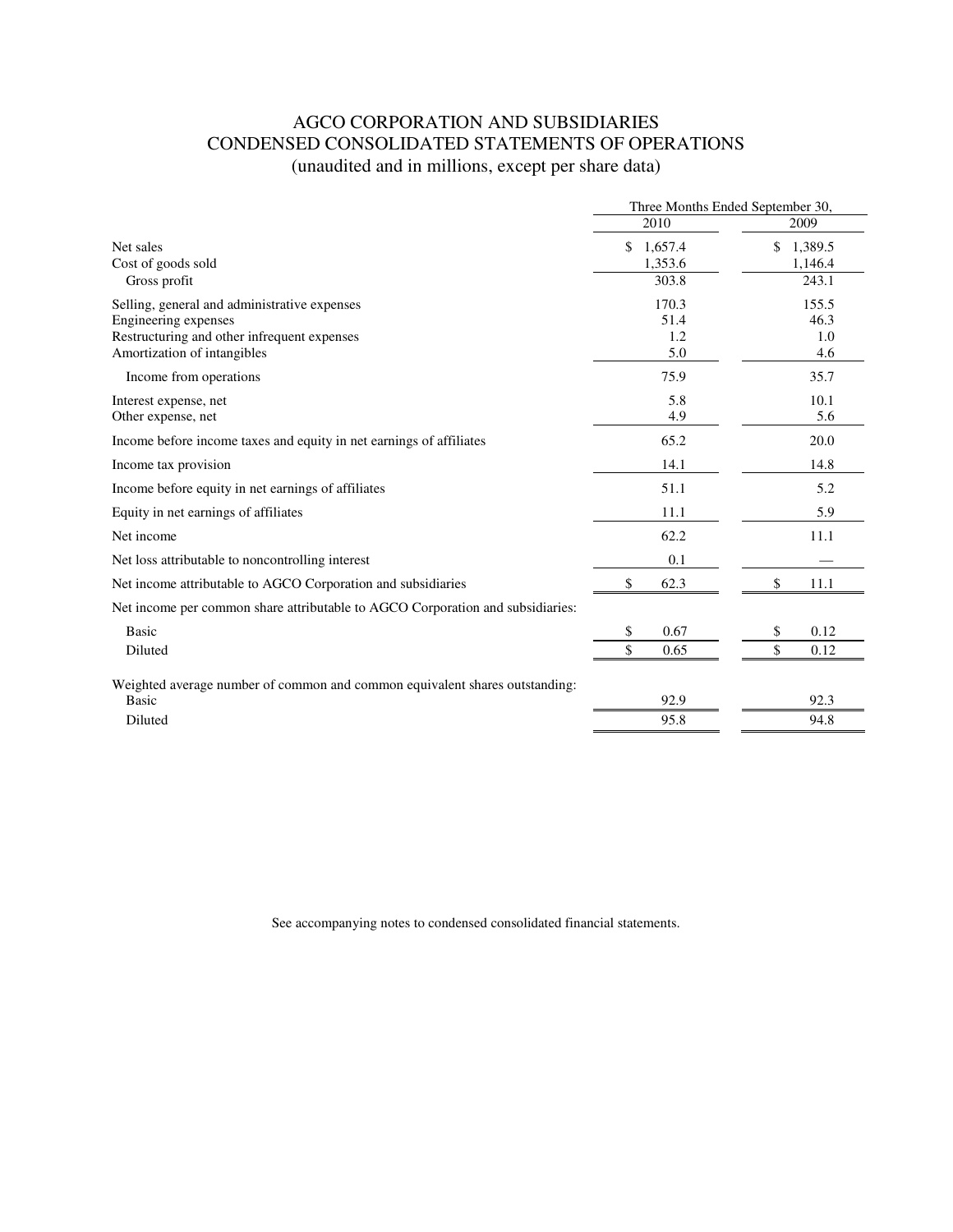# AGCO CORPORATION AND SUBSIDIARIES
## CONDENSED CONSOLIDATED STATEMENTS OF OPERATIONS
### (unaudited and in millions, except per share data)

| | Three Months Ended September 30, | |
|---|---|---|
| | 2010 | 2009 |
| Net sales | $ 1,657.4 | $ 1,389.5 |
| Cost of goods sold | 1,353.6 | 1,146.4 |
| Gross profit | 303.8 | 243.1 |
| Selling, general and administrative expenses | 170.3 | 155.5 |
| Engineering expenses | 51.4 | 46.3 |
| Restructuring and other infrequent expenses | 1.2 | 1.0 |
| Amortization of intangibles | 5.0 | 4.6 |
| Income from operations | 75.9 | 35.7 |
| Interest expense, net | 5.8 | 10.1 |
| Other expense, net | 4.9 | 5.6 |
| Income before income taxes and equity in net earnings of affiliates | 65.2 | 20.0 |
| Income tax provision | 14.1 | 14.8 |
| Income before equity in net earnings of affiliates | 51.1 | 5.2 |
| Equity in net earnings of affiliates | 11.1 | 5.9 |
| Net income | 62.2 | 11.1 |
| Net loss attributable to noncontrolling interest | 0.1 | — |
| Net income attributable to AGCO Corporation and subsidiaries | $ 62.3 | $ 11.1 |
| Net income per common share attributable to AGCO Corporation and subsidiaries: | | |
| Basic | $ 0.67 | $ 0.12 |
| Diluted | $ 0.65 | $ 0.12 |
| Weighted average number of common and common equivalent shares outstanding: | | |
| Basic | 92.9 | 92.3 |
| Diluted | 95.8 | 94.8 |

See accompanying notes to condensed consolidated financial statements.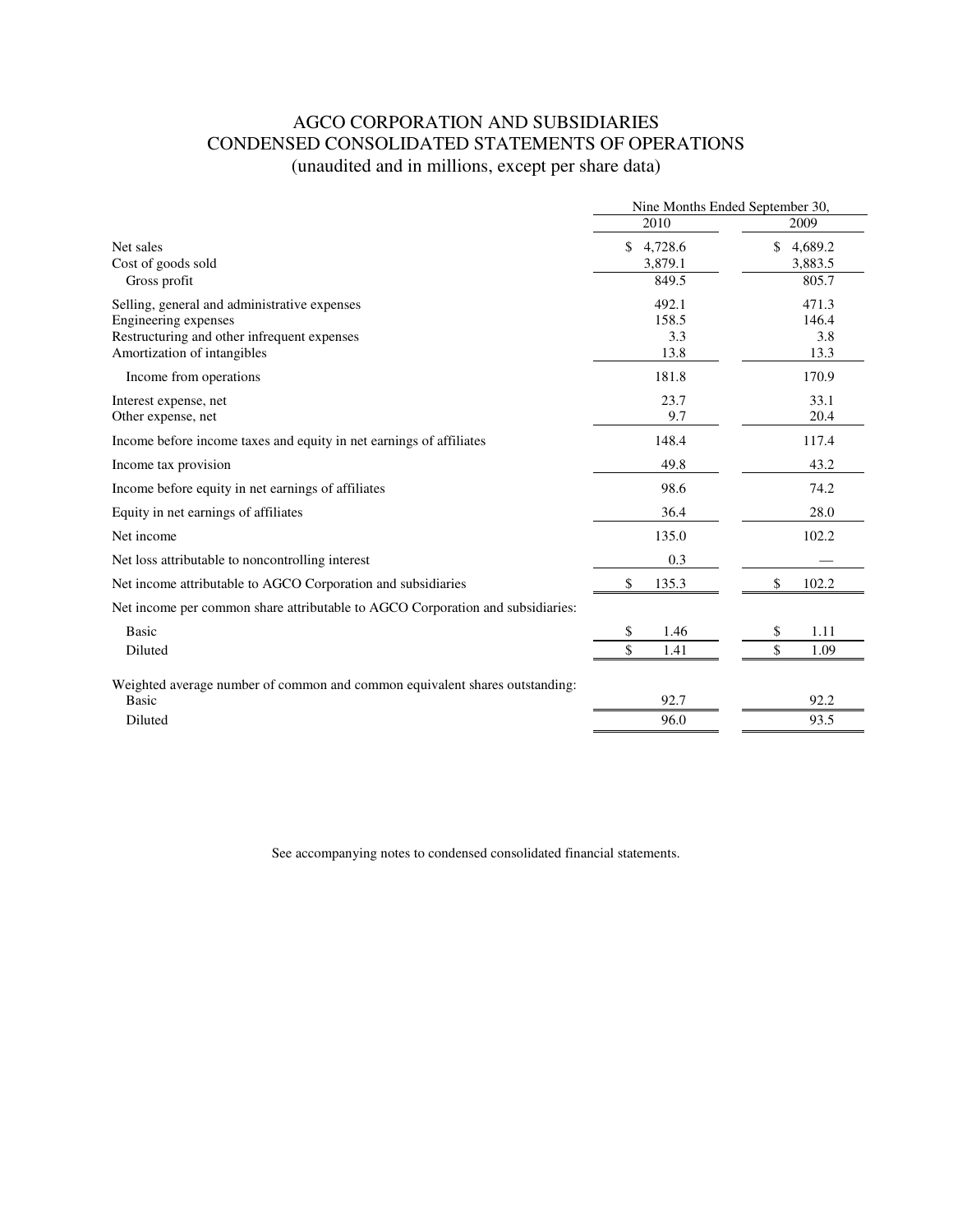# AGCO CORPORATION AND SUBSIDIARIES
## CONDENSED CONSOLIDATED STATEMENTS OF OPERATIONS
### (unaudited and in millions, except per share data)

| | Nine Months Ended September 30, | |
|---|---|---|
| | 2010 | 2009 |
| Net sales | $ 4,728.6 | $ 4,689.2 |
| Cost of goods sold | 3,879.1 | 3,883.5 |
| Gross profit | 849.5 | 805.7 |
| Selling, general and administrative expenses | 492.1 | 471.3 |
| Engineering expenses | 158.5 | 146.4 |
| Restructuring and other infrequent expenses | 3.3 | 3.8 |
| Amortization of intangibles | 13.8 | 13.3 |
| Income from operations | 181.8 | 170.9 |
| Interest expense, net | 23.7 | 33.1 |
| Other expense, net | 9.7 | 20.4 |
| Income before income taxes and equity in net earnings of affiliates | 148.4 | 117.4 |
| Income tax provision | 49.8 | 43.2 |
| Income before equity in net earnings of affiliates | 98.6 | 74.2 |
| Equity in net earnings of affiliates | 36.4 | 28.0 |
| Net income | 135.0 | 102.2 |
| Net loss attributable to noncontrolling interest | 0.3 | — |
| Net income attributable to AGCO Corporation and subsidiaries | $ 135.3 | $ 102.2 |
| Net income per common share attributable to AGCO Corporation and subsidiaries: | | |
| Basic | $ 1.46 | $ 1.11 |
| Diluted | $ 1.41 | $ 1.09 |
| Weighted average number of common and common equivalent shares outstanding: | | |
| Basic | 92.7 | 92.2 |
| Diluted | 96.0 | 93.5 |

See accompanying notes to condensed consolidated financial statements.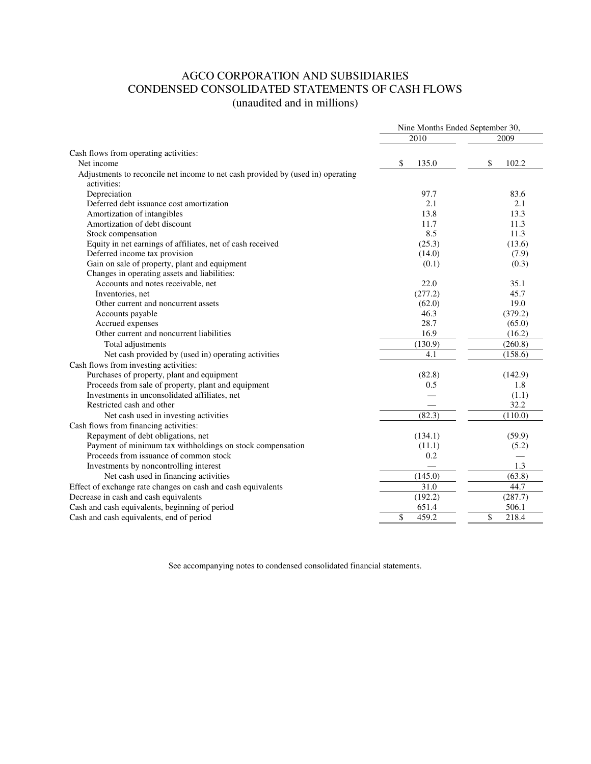# AGCO CORPORATION AND SUBSIDIARIES
## CONDENSED CONSOLIDATED STATEMENTS OF CASH FLOWS
(unaudited and in millions)

| | Nine Months Ended September 30, | |
|---|---|---|
| | 2010 | 2009 |
| Cash flows from operating activities: | | |
| Net income | $ 135.0 | $ 102.2 |
| Adjustments to reconcile net income to net cash provided by (used in) operating activities: | | |
| Depreciation | 97.7 | 83.6 |
| Deferred debt issuance cost amortization | 2.1 | 2.1 |
| Amortization of intangibles | 13.8 | 13.3 |
| Amortization of debt discount | 11.7 | 11.3 |
| Stock compensation | 8.5 | 11.3 |
| Equity in net earnings of affiliates, net of cash received | (25.3) | (13.6) |
| Deferred income tax provision | (14.0) | (7.9) |
| Gain on sale of property, plant and equipment | (0.1) | (0.3) |
| Changes in operating assets and liabilities: | | |
| Accounts and notes receivable, net | 22.0 | 35.1 |
| Inventories, net | (277.2) | 45.7 |
| Other current and noncurrent assets | (62.0) | 19.0 |
| Accounts payable | 46.3 | (379.2) |
| Accrued expenses | 28.7 | (65.0) |
| Other current and noncurrent liabilities | 16.9 | (16.2) |
| Total adjustments | (130.9) | (260.8) |
| Net cash provided by (used in) operating activities | 4.1 | (158.6) |
| Cash flows from investing activities: | | |
| Purchases of property, plant and equipment | (82.8) | (142.9) |
| Proceeds from sale of property, plant and equipment | 0.5 | 1.8 |
| Investments in unconsolidated affiliates, net | — | (1.1) |
| Restricted cash and other | — | 32.2 |
| Net cash used in investing activities | (82.3) | (110.0) |
| Cash flows from financing activities: | | |
| Repayment of debt obligations, net | (134.1) | (59.9) |
| Payment of minimum tax withholdings on stock compensation | (11.1) | (5.2) |
| Proceeds from issuance of common stock | 0.2 | — |
| Investments by noncontrolling interest | — | 1.3 |
| Net cash used in financing activities | (145.0) | (63.8) |
| Effect of exchange rate changes on cash and cash equivalents | 31.0 | 44.7 |
| Decrease in cash and cash equivalents | (192.2) | (287.7) |
| Cash and cash equivalents, beginning of period | 651.4 | 506.1 |
| Cash and cash equivalents, end of period | $ 459.2 | $ 218.4 |

See accompanying notes to condensed consolidated financial statements.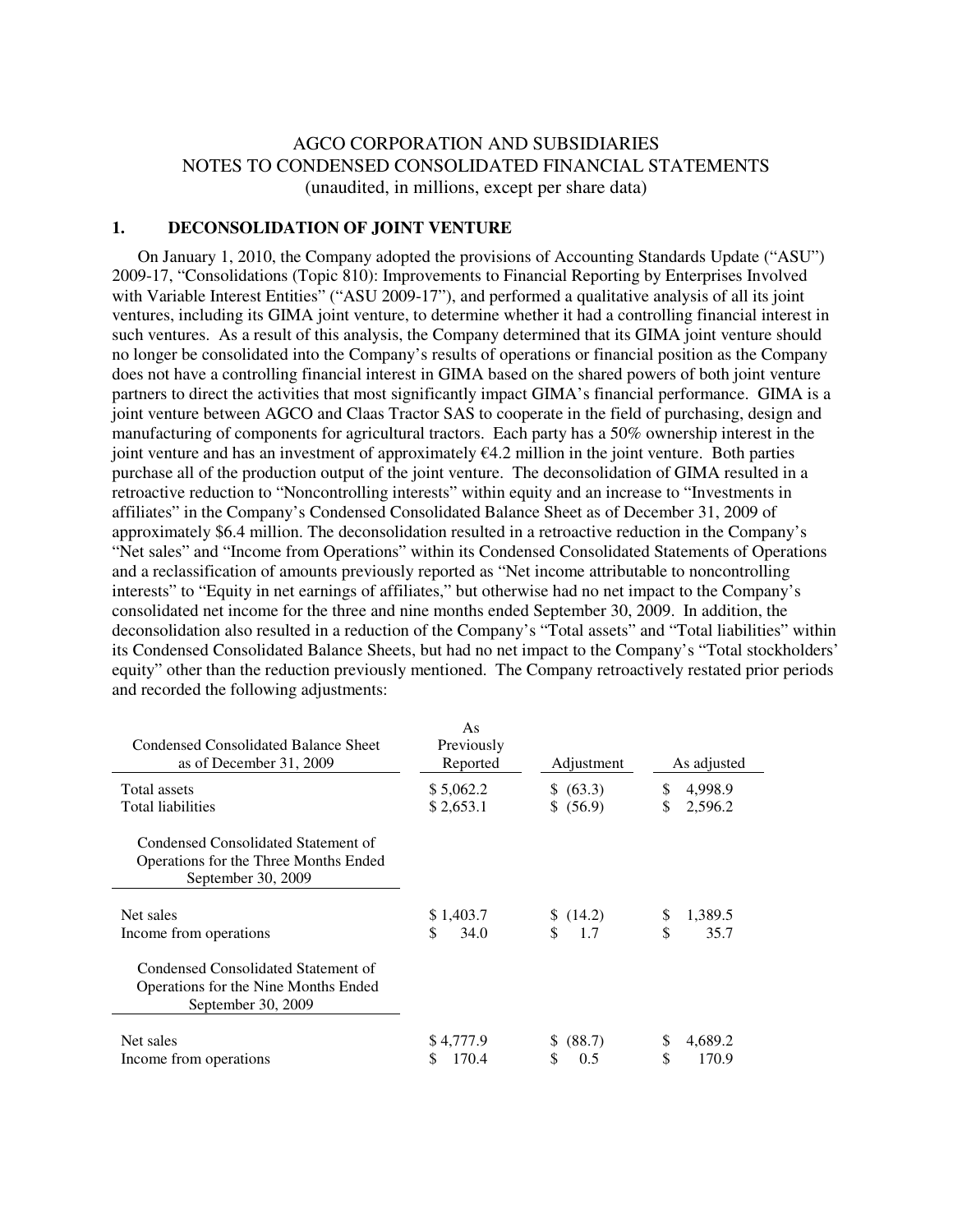AGCO CORPORATION AND SUBSIDIARIES
NOTES TO CONDENSED CONSOLIDATED FINANCIAL STATEMENTS
(unaudited, in millions, except per share data)

## 1. DECONSOLIDATION OF JOINT VENTURE

On January 1, 2010, the Company adopted the provisions of Accounting Standards Update ("ASU") 2009-17, "Consolidations (Topic 810): Improvements to Financial Reporting by Enterprises Involved with Variable Interest Entities" ("ASU 2009-17"), and performed a qualitative analysis of all its joint ventures, including its GIMA joint venture, to determine whether it had a controlling financial interest in such ventures. As a result of this analysis, the Company determined that its GIMA joint venture should no longer be consolidated into the Company's results of operations or financial position as the Company does not have a controlling financial interest in GIMA based on the shared powers of both joint venture partners to direct the activities that most significantly impact GIMA's financial performance. GIMA is a joint venture between AGCO and Claas Tractor SAS to cooperate in the field of purchasing, design and manufacturing of components for agricultural tractors. Each party has a 50% ownership interest in the joint venture and has an investment of approximately €4.2 million in the joint venture. Both parties purchase all of the production output of the joint venture. The deconsolidation of GIMA resulted in a retroactive reduction to "Noncontrolling interests" within equity and an increase to "Investments in affiliates" in the Company's Condensed Consolidated Balance Sheet as of December 31, 2009 of approximately $6.4 million. The deconsolidation resulted in a retroactive reduction in the Company's "Net sales" and "Income from Operations" within its Condensed Consolidated Statements of Operations and a reclassification of amounts previously reported as "Net income attributable to noncontrolling interests" to "Equity in net earnings of affiliates," but otherwise had no net impact to the Company's consolidated net income for the three and nine months ended September 30, 2009. In addition, the deconsolidation also resulted in a reduction of the Company's "Total assets" and "Total liabilities" within its Condensed Consolidated Balance Sheets, but had no net impact to the Company's "Total stockholders' equity" other than the reduction previously mentioned. The Company retroactively restated prior periods and recorded the following adjustments:

| Condensed Consolidated Balance Sheet as of December 31, 2009 | As Previously Reported | Adjustment | As adjusted |
|---|---|---|---|
| Total assets | $ 5,062.2 | $ (63.3) | $ 4,998.9 |
| Total liabilities | $ 2,653.1 | $ (56.9) | $ 2,596.2 |
| **Condensed Consolidated Statement of Operations for the Three Months Ended September 30, 2009** | | | |
| Net sales | $ 1,403.7 | $ (14.2) | $ 1,389.5 |
| Income from operations | $ 34.0 | $ 1.7 | $ 35.7 |
| **Condensed Consolidated Statement of Operations for the Nine Months Ended September 30, 2009** | | | |
| Net sales | $ 4,777.9 | $ (88.7) | $ 4,689.2 |
| Income from operations | $ 170.4 | $ 0.5 | $ 170.9 |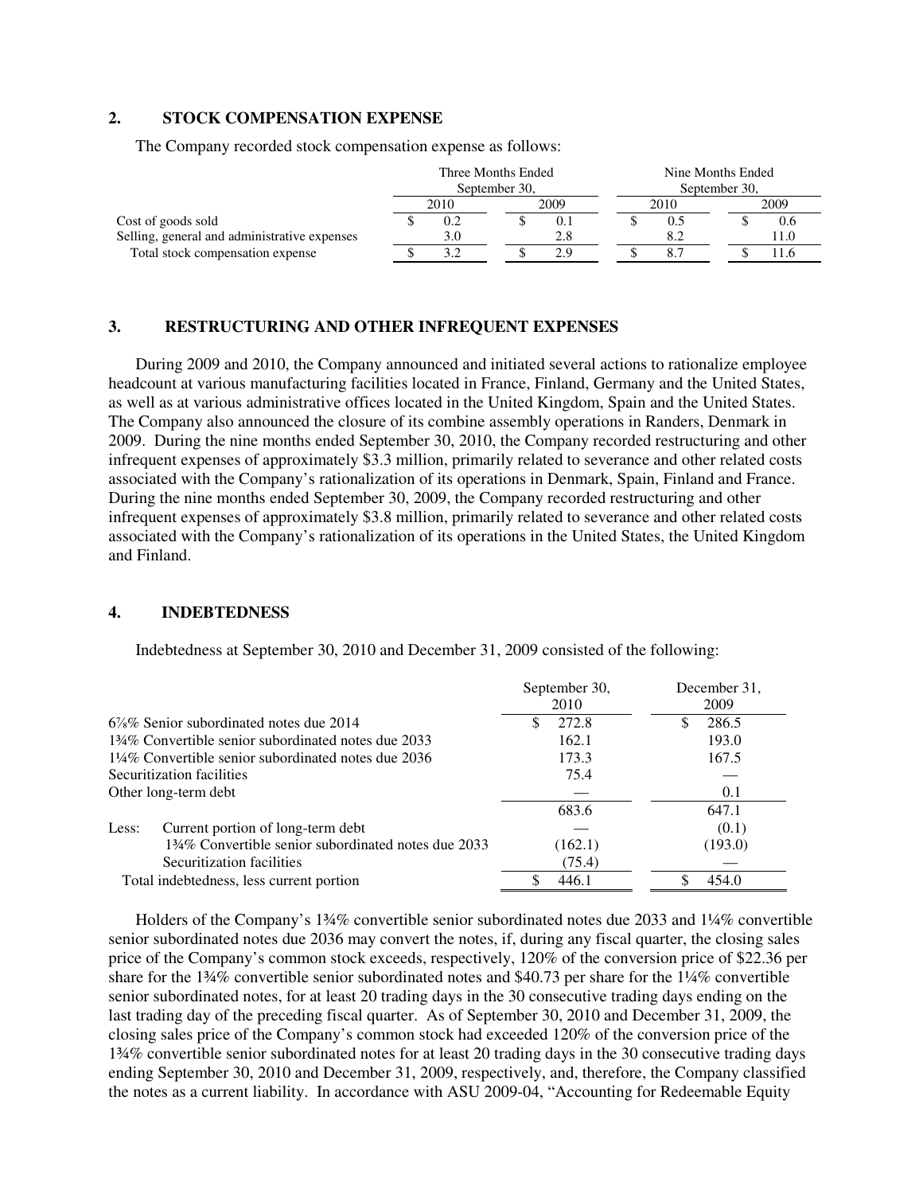## 2. STOCK COMPENSATION EXPENSE

The Company recorded stock compensation expense as follows:

| | Three Months Ended September 30, | | Nine Months Ended September 30, | |
|---|---|---|---|---|
| | 2010 | 2009 | 2010 | 2009 |
| Cost of goods sold | $ 0.2 | $ 0.1 | $ 0.5 | $ 0.6 |
| Selling, general and administrative expenses | 3.0 | 2.8 | 8.2 | 11.0 |
| Total stock compensation expense | $ 3.2 | $ 2.9 | $ 8.7 | $ 11.6 |

## 3. RESTRUCTURING AND OTHER INFREQUENT EXPENSES

During 2009 and 2010, the Company announced and initiated several actions to rationalize employee headcount at various manufacturing facilities located in France, Finland, Germany and the United States, as well as at various administrative offices located in the United Kingdom, Spain and the United States. The Company also announced the closure of its combine assembly operations in Randers, Denmark in 2009. During the nine months ended September 30, 2010, the Company recorded restructuring and other infrequent expenses of approximately $3.3 million, primarily related to severance and other related costs associated with the Company's rationalization of its operations in Denmark, Spain, Finland and France. During the nine months ended September 30, 2009, the Company recorded restructuring and other infrequent expenses of approximately $3.8 million, primarily related to severance and other related costs associated with the Company's rationalization of its operations in the United States, the United Kingdom and Finland.

## 4. INDEBTEDNESS

Indebtedness at September 30, 2010 and December 31, 2009 consisted of the following:

| | September 30, 2010 | December 31, 2009 |
|---|---|---|
| 6⅞% Senior subordinated notes due 2014 | $ 272.8 | $ 286.5 |
| 1¾% Convertible senior subordinated notes due 2033 | 162.1 | 193.0 |
| 1¼% Convertible senior subordinated notes due 2036 | 173.3 | 167.5 |
| Securitization facilities | 75.4 | — |
| Other long-term debt | — | 0.1 |
| | 683.6 | 647.1 |
| Less: Current portion of long-term debt | — | (0.1) |
| 1¾% Convertible senior subordinated notes due 2033 | (162.1) | (193.0) |
| Securitization facilities | (75.4) | — |
| Total indebtedness, less current portion | $ 446.1 | $ 454.0 |

Holders of the Company's 1¾% convertible senior subordinated notes due 2033 and 1¼% convertible senior subordinated notes due 2036 may convert the notes, if, during any fiscal quarter, the closing sales price of the Company's common stock exceeds, respectively, 120% of the conversion price of $22.36 per share for the 1¾% convertible senior subordinated notes and $40.73 per share for the 1¼% convertible senior subordinated notes, for at least 20 trading days in the 30 consecutive trading days ending on the last trading day of the preceding fiscal quarter. As of September 30, 2010 and December 31, 2009, the closing sales price of the Company's common stock had exceeded 120% of the conversion price of the 1¾% convertible senior subordinated notes for at least 20 trading days in the 30 consecutive trading days ending September 30, 2010 and December 31, 2009, respectively, and, therefore, the Company classified the notes as a current liability. In accordance with ASU 2009-04, "Accounting for Redeemable Equity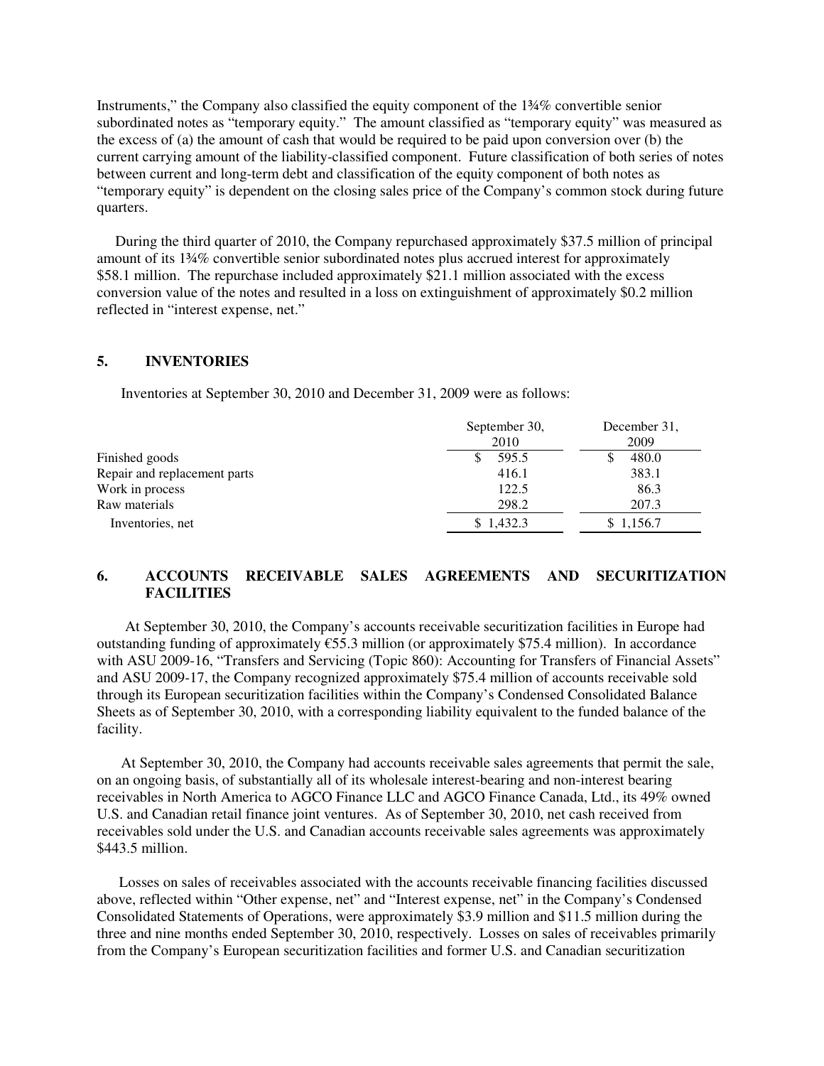Instruments," the Company also classified the equity component of the 1¾% convertible senior subordinated notes as "temporary equity." The amount classified as "temporary equity" was measured as the excess of (a) the amount of cash that would be required to be paid upon conversion over (b) the current carrying amount of the liability-classified component. Future classification of both series of notes between current and long-term debt and classification of the equity component of both notes as "temporary equity" is dependent on the closing sales price of the Company's common stock during future quarters.

During the third quarter of 2010, the Company repurchased approximately $37.5 million of principal amount of its 1¾% convertible senior subordinated notes plus accrued interest for approximately $58.1 million. The repurchase included approximately $21.1 million associated with the excess conversion value of the notes and resulted in a loss on extinguishment of approximately $0.2 million reflected in "interest expense, net."

## 5. INVENTORIES

Inventories at September 30, 2010 and December 31, 2009 were as follows:

| | September 30, 2010 | December 31, 2009 |
|---|---|---|
| Finished goods | $ 595.5 | $ 480.0 |
| Repair and replacement parts | 416.1 | 383.1 |
| Work in process | 122.5 | 86.3 |
| Raw materials | 298.2 | 207.3 |
| Inventories, net | $ 1,432.3 | $ 1,156.7 |

## 6. ACCOUNTS RECEIVABLE SALES AGREEMENTS AND SECURITIZATION FACILITIES

At September 30, 2010, the Company's accounts receivable securitization facilities in Europe had outstanding funding of approximately €55.3 million (or approximately $75.4 million). In accordance with ASU 2009-16, "Transfers and Servicing (Topic 860): Accounting for Transfers of Financial Assets" and ASU 2009-17, the Company recognized approximately $75.4 million of accounts receivable sold through its European securitization facilities within the Company's Condensed Consolidated Balance Sheets as of September 30, 2010, with a corresponding liability equivalent to the funded balance of the facility.

At September 30, 2010, the Company had accounts receivable sales agreements that permit the sale, on an ongoing basis, of substantially all of its wholesale interest-bearing and non-interest bearing receivables in North America to AGCO Finance LLC and AGCO Finance Canada, Ltd., its 49% owned U.S. and Canadian retail finance joint ventures. As of September 30, 2010, net cash received from receivables sold under the U.S. and Canadian accounts receivable sales agreements was approximately $443.5 million.

Losses on sales of receivables associated with the accounts receivable financing facilities discussed above, reflected within "Other expense, net" and "Interest expense, net" in the Company's Condensed Consolidated Statements of Operations, were approximately $3.9 million and $11.5 million during the three and nine months ended September 30, 2010, respectively. Losses on sales of receivables primarily from the Company's European securitization facilities and former U.S. and Canadian securitization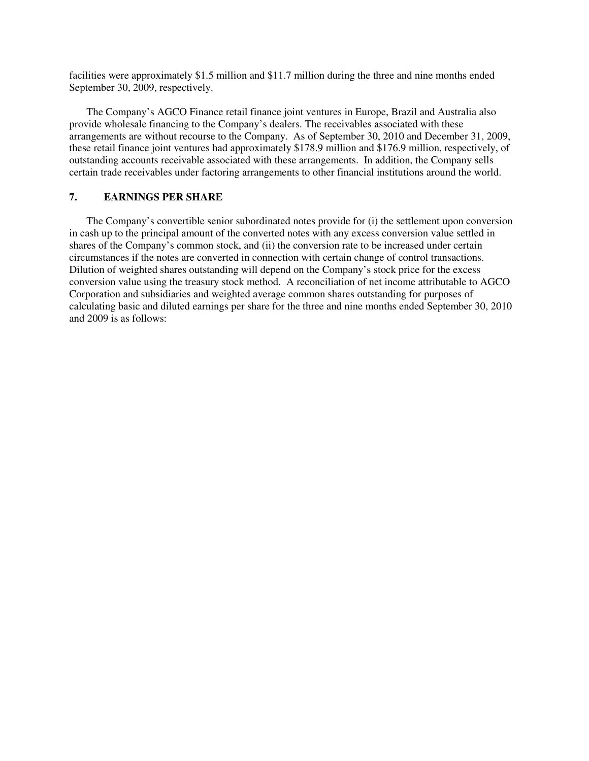facilities were approximately $1.5 million and $11.7 million during the three and nine months ended September 30, 2009, respectively.

The Company's AGCO Finance retail finance joint ventures in Europe, Brazil and Australia also provide wholesale financing to the Company's dealers. The receivables associated with these arrangements are without recourse to the Company. As of September 30, 2010 and December 31, 2009, these retail finance joint ventures had approximately $178.9 million and $176.9 million, respectively, of outstanding accounts receivable associated with these arrangements. In addition, the Company sells certain trade receivables under factoring arrangements to other financial institutions around the world.

## 7. EARNINGS PER SHARE

The Company's convertible senior subordinated notes provide for (i) the settlement upon conversion in cash up to the principal amount of the converted notes with any excess conversion value settled in shares of the Company's common stock, and (ii) the conversion rate to be increased under certain circumstances if the notes are converted in connection with certain change of control transactions. Dilution of weighted shares outstanding will depend on the Company's stock price for the excess conversion value using the treasury stock method. A reconciliation of net income attributable to AGCO Corporation and subsidiaries and weighted average common shares outstanding for purposes of calculating basic and diluted earnings per share for the three and nine months ended September 30, 2010 and 2009 is as follows: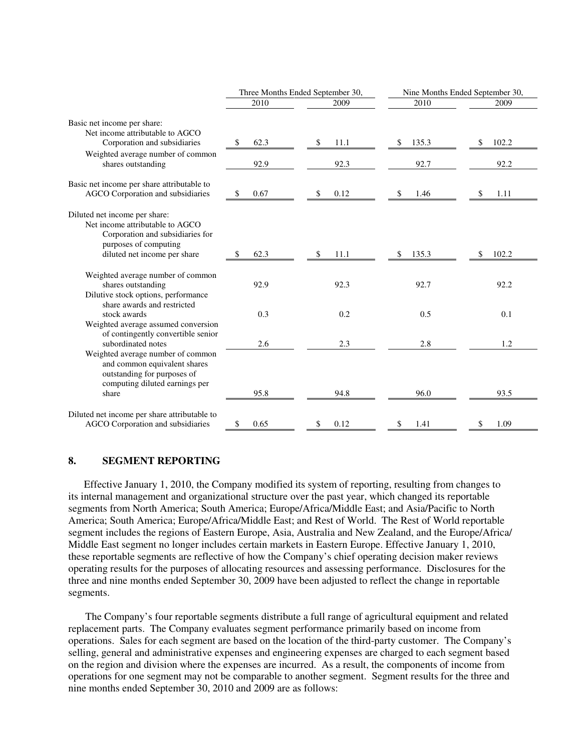| | Three Months Ended September 30, | | Nine Months Ended September 30, | |
|---|---|---|---|---|
| | 2010 | 2009 | 2010 | 2009 |
| Basic net income per share: | | | | |
| Net income attributable to AGCO Corporation and subsidiaries | $ 62.3 | $ 11.1 | $ 135.3 | $ 102.2 |
| Weighted average number of common shares outstanding | 92.9 | 92.3 | 92.7 | 92.2 |
| Basic net income per share attributable to AGCO Corporation and subsidiaries | $ 0.67 | $ 0.12 | $ 1.46 | $ 1.11 |
| Diluted net income per share: | | | | |
| Net income attributable to AGCO Corporation and subsidiaries for purposes of computing diluted net income per share | $ 62.3 | $ 11.1 | $ 135.3 | $ 102.2 |
| Weighted average number of common shares outstanding | 92.9 | 92.3 | 92.7 | 92.2 |
| Dilutive stock options, performance share awards and restricted stock awards | 0.3 | 0.2 | 0.5 | 0.1 |
| Weighted average assumed conversion of contingently convertible senior subordinated notes | 2.6 | 2.3 | 2.8 | 1.2 |
| Weighted average number of common and common equivalent shares outstanding for purposes of computing diluted earnings per share | 95.8 | 94.8 | 96.0 | 93.5 |
| Diluted net income per share attributable to AGCO Corporation and subsidiaries | $ 0.65 | $ 0.12 | $ 1.41 | $ 1.09 |

## 8. SEGMENT REPORTING

Effective January 1, 2010, the Company modified its system of reporting, resulting from changes to its internal management and organizational structure over the past year, which changed its reportable segments from North America; South America; Europe/Africa/Middle East; and Asia/Pacific to North America; South America; Europe/Africa/Middle East; and Rest of World. The Rest of World reportable segment includes the regions of Eastern Europe, Asia, Australia and New Zealand, and the Europe/Africa/ Middle East segment no longer includes certain markets in Eastern Europe. Effective January 1, 2010, these reportable segments are reflective of how the Company's chief operating decision maker reviews operating results for the purposes of allocating resources and assessing performance. Disclosures for the three and nine months ended September 30, 2009 have been adjusted to reflect the change in reportable segments.

The Company's four reportable segments distribute a full range of agricultural equipment and related replacement parts. The Company evaluates segment performance primarily based on income from operations. Sales for each segment are based on the location of the third-party customer. The Company's selling, general and administrative expenses and engineering expenses are charged to each segment based on the region and division where the expenses are incurred. As a result, the components of income from operations for one segment may not be comparable to another segment. Segment results for the three and nine months ended September 30, 2010 and 2009 are as follows: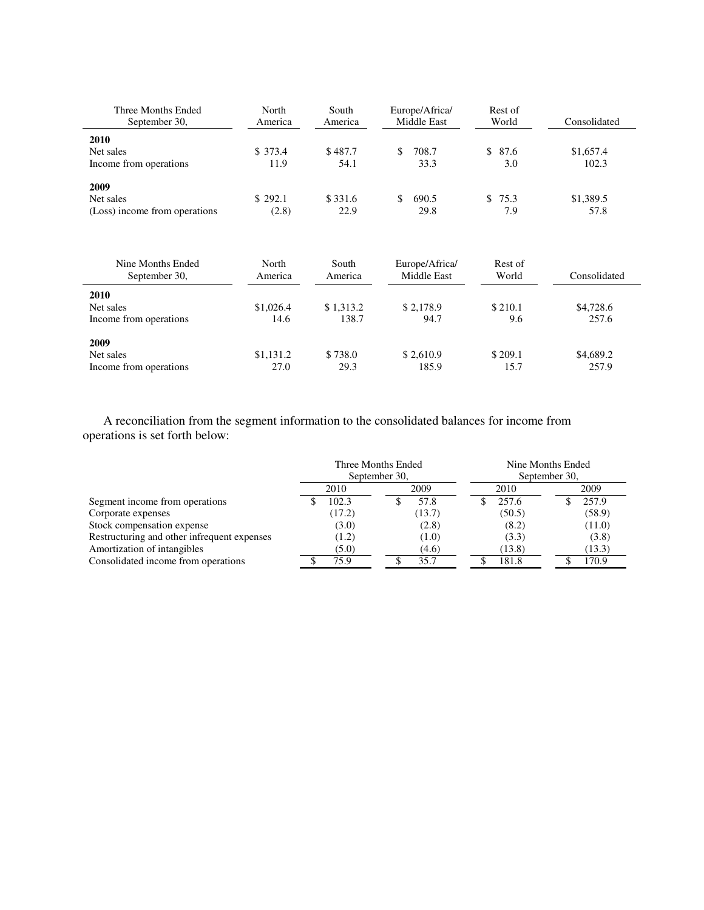| Three Months Ended September 30, | North America | South America | Europe/Africa/ Middle East | Rest of World | Consolidated |
|---|---|---|---|---|---|
| **2010** | | | | | |
| Net sales | $ 373.4 | $ 487.7 | $ 708.7 | $ 87.6 | $1,657.4 |
| Income from operations | 11.9 | 54.1 | 33.3 | 3.0 | 102.3 |
| **2009** | | | | | |
| Net sales | $ 292.1 | $ 331.6 | $ 690.5 | $ 75.3 | $1,389.5 |
| (Loss) income from operations | (2.8) | 22.9 | 29.8 | 7.9 | 57.8 |

| Nine Months Ended September 30, | North America | South America | Europe/Africa/ Middle East | Rest of World | Consolidated |
|---|---|---|---|---|---|
| **2010** | | | | | |
| Net sales | $1,026.4 | $ 1,313.2 | $ 2,178.9 | $ 210.1 | $4,728.6 |
| Income from operations | 14.6 | 138.7 | 94.7 | 9.6 | 257.6 |
| **2009** | | | | | |
| Net sales | $1,131.2 | $ 738.0 | $ 2,610.9 | $ 209.1 | $4,689.2 |
| Income from operations | 27.0 | 29.3 | 185.9 | 15.7 | 257.9 |

A reconciliation from the segment information to the consolidated balances for income from operations is set forth below:

| | Three Months Ended September 30, | | Nine Months Ended September 30, | |
|---|---|---|---|---|
| | 2010 | 2009 | 2010 | 2009 |
| Segment income from operations | $ 102.3 | $ 57.8 | $ 257.6 | $ 257.9 |
| Corporate expenses | (17.2) | (13.7) | (50.5) | (58.9) |
| Stock compensation expense | (3.0) | (2.8) | (8.2) | (11.0) |
| Restructuring and other infrequent expenses | (1.2) | (1.0) | (3.3) | (3.8) |
| Amortization of intangibles | (5.0) | (4.6) | (13.8) | (13.3) |
| Consolidated income from operations | $ 75.9 | $ 35.7 | $ 181.8 | $ 170.9 |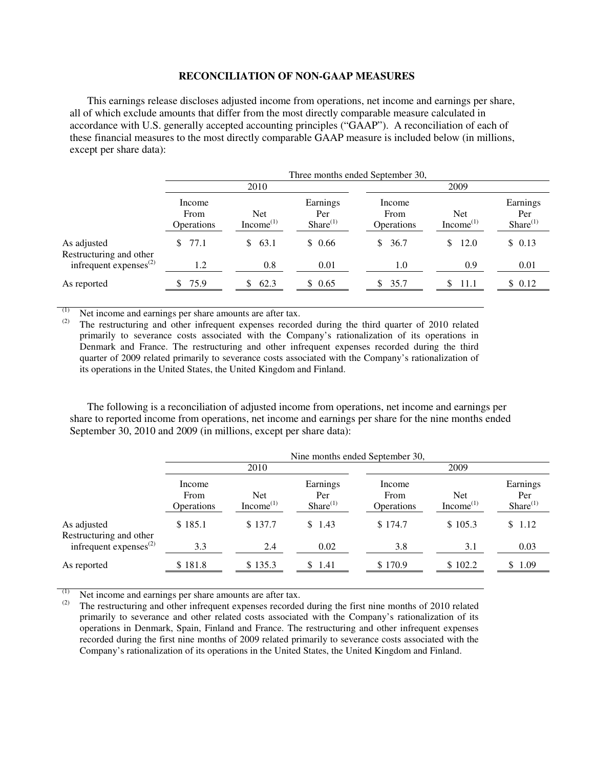## RECONCILIATION OF NON-GAAP MEASURES

This earnings release discloses adjusted income from operations, net income and earnings per share, all of which exclude amounts that differ from the most directly comparable measure calculated in accordance with U.S. generally accepted accounting principles ("GAAP"). A reconciliation of each of these financial measures to the most directly comparable GAAP measure is included below (in millions, except per share data):

| | Three months ended September 30, | | | | | |
|---|---|---|---|---|---|---|
| | 2010 | | | 2009 | | |
| | Income From Operations | Net Income[1] | Earnings Per Share[1] | Income From Operations | Net Income[1] | Earnings Per Share[1] |
| As adjusted | $ 77.1 | $ 63.1 | $ 0.66 | $ 36.7 | $ 12.0 | $ 0.13 |
| Restructuring and other infrequent expenses[2] | 1.2 | 0.8 | 0.01 | 1.0 | 0.9 | 0.01 |
| As reported | $ 75.9 | $ 62.3 | $ 0.65 | $ 35.7 | $ 11.1 | $ 0.12 |

[1] Net income and earnings per share amounts are after tax.

[2] The restructuring and other infrequent expenses recorded during the third quarter of 2010 related primarily to severance costs associated with the Company's rationalization of its operations in Denmark and France. The restructuring and other infrequent expenses recorded during the third quarter of 2009 related primarily to severance costs associated with the Company's rationalization of its operations in the United States, the United Kingdom and Finland.

The following is a reconciliation of adjusted income from operations, net income and earnings per share to reported income from operations, net income and earnings per share for the nine months ended September 30, 2010 and 2009 (in millions, except per share data):

| | Nine months ended September 30, | | | | | |
|---|---|---|---|---|---|---|
| | 2010 | | | 2009 | | |
| | Income From Operations | Net Income[1] | Earnings Per Share[1] | Income From Operations | Net Income[1] | Earnings Per Share[1] |
| As adjusted | $ 185.1 | $ 137.7 | $ 1.43 | $ 174.7 | $ 105.3 | $ 1.12 |
| Restructuring and other infrequent expenses[2] | 3.3 | 2.4 | 0.02 | 3.8 | 3.1 | 0.03 |
| As reported | $ 181.8 | $ 135.3 | $ 1.41 | $ 170.9 | $ 102.2 | $ 1.09 |

[1] Net income and earnings per share amounts are after tax.

[2] The restructuring and other infrequent expenses recorded during the first nine months of 2010 related primarily to severance and other related costs associated with the Company's rationalization of its operations in Denmark, Spain, Finland and France. The restructuring and other infrequent expenses recorded during the first nine months of 2009 related primarily to severance costs associated with the Company's rationalization of its operations in the United States, the United Kingdom and Finland.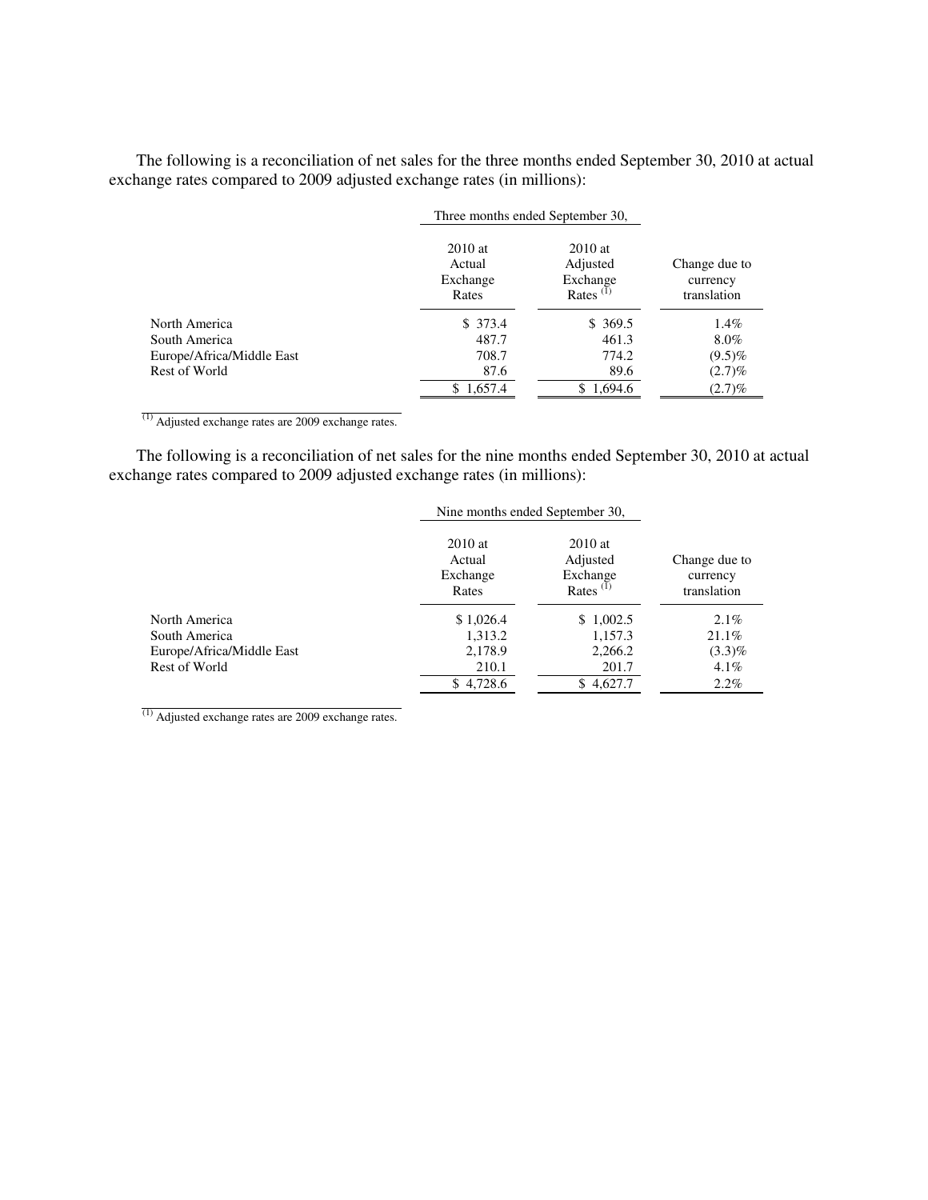The following is a reconciliation of net sales for the three months ended September 30, 2010 at actual exchange rates compared to 2009 adjusted exchange rates (in millions):

| | Three months ended September 30, | | |
|---|---|---|---|
| | 2010 at Actual Exchange Rates | 2010 at Adjusted Exchange Rates [(1)] | Change due to currency translation |
| North America | $ 373.4 | $ 369.5 | 1.4% |
| South America | 487.7 | 461.3 | 8.0% |
| Europe/Africa/Middle East | 708.7 | 774.2 | (9.5)% |
| Rest of World | 87.6 | 89.6 | (2.7)% |
| | $ 1,657.4 | $ 1,694.6 | (2.7)% |

(1) Adjusted exchange rates are 2009 exchange rates.

The following is a reconciliation of net sales for the nine months ended September 30, 2010 at actual exchange rates compared to 2009 adjusted exchange rates (in millions):

| | Nine months ended September 30, | | |
|---|---|---|---|
| | 2010 at Actual Exchange Rates | 2010 at Adjusted Exchange Rates [(1)] | Change due to currency translation |
| North America | $ 1,026.4 | $ 1,002.5 | 2.1% |
| South America | 1,313.2 | 1,157.3 | 21.1% |
| Europe/Africa/Middle East | 2,178.9 | 2,266.2 | (3.3)% |
| Rest of World | 210.1 | 201.7 | 4.1% |
| | $ 4,728.6 | $ 4,627.7 | 2.2% |

(1) Adjusted exchange rates are 2009 exchange rates.